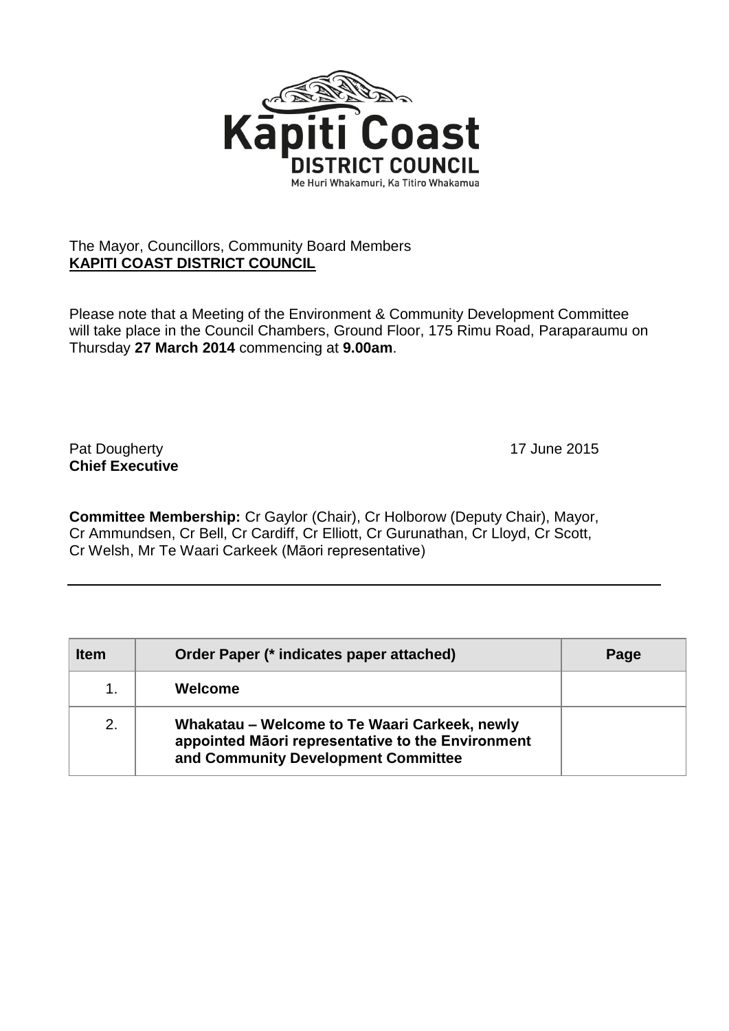**Kāpiti Coast**
**DISTRICT COUNCIL**
Me Huri Whakamuri, Ka Titiro Whakamua

The Mayor, Councillors, Community Board Members
**KAPITI COAST DISTRICT COUNCIL**

Please note that a Meeting of the Environment & Community Development Committee will take place in the Council Chambers, Ground Floor, 175 Rimu Road, Paraparaumu on Thursday **27 March 2014** commencing at **9.00am**.

Pat Dougherty
**Chief Executive**

17 June 2015

**Committee Membership:** Cr Gaylor (Chair), Cr Holborow (Deputy Chair), Mayor, Cr Ammundsen, Cr Bell, Cr Cardiff, Cr Elliott, Cr Gurunathan, Cr Lloyd, Cr Scott, Cr Welsh, Mr Te Waari Carkeek (Māori representative)

---

| Item | Order Paper (* indicates paper attached) | Page |
|---|---|---|
| 1. | **Welcome** | |
| 2. | **Whakatau – Welcome to Te Waari Carkeek, newly appointed Māori representative to the Environment and Community Development Committee** | |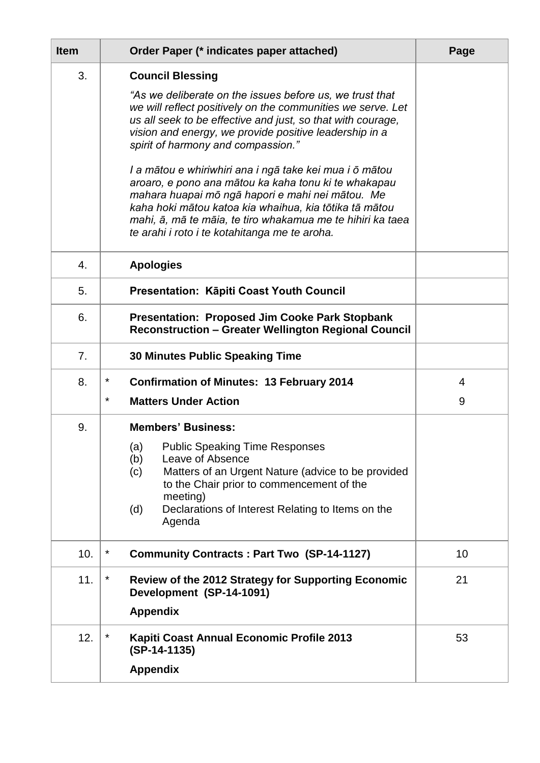| Item | | Order Paper (* indicates paper attached) | Page |
|---|---|---|---|
| 3. | | **Council Blessing**<br><br>*"As we deliberate on the issues before us, we trust that we will reflect positively on the communities we serve. Let us all seek to be effective and just, so that with courage, vision and energy, we provide positive leadership in a spirit of harmony and compassion."*<br><br>*I a mātou e whiriwhiri ana i ngā take kei mua i ō mātou aroaro, e pono ana mātou ka kaha tonu ki te whakapau mahara huapai mō ngā hapori e mahi nei mātou. Me kaha hoki mātou katoa kia whaihua, kia tōtika tā mātou mahi, ā, mā te māia, te tiro whakamua me te hihiri ka taea te arahi i roto i te kotahitanga me te aroha.* | |
| 4. | | **Apologies** | |
| 5. | | **Presentation: Kāpiti Coast Youth Council** | |
| 6. | | **Presentation: Proposed Jim Cooke Park Stopbank Reconstruction – Greater Wellington Regional Council** | |
| 7. | | **30 Minutes Public Speaking Time** | |
| 8. | *<br>* | **Confirmation of Minutes: 13 February 2014**<br>**Matters Under Action** | 4<br>9 |
| 9. | | **Members' Business:**<br>(a) Public Speaking Time Responses<br>(b) Leave of Absence<br>(c) Matters of an Urgent Nature (advice to be provided to the Chair prior to commencement of the meeting)<br>(d) Declarations of Interest Relating to Items on the Agenda | |
| 10. | * | **Community Contracts : Part Two (SP-14-1127)** | 10 |
| 11. | * | **Review of the 2012 Strategy for Supporting Economic Development (SP-14-1091)**<br>**Appendix** | 21 |
| 12. | * | **Kapiti Coast Annual Economic Profile 2013 (SP-14-1135)**<br>**Appendix** | 53 |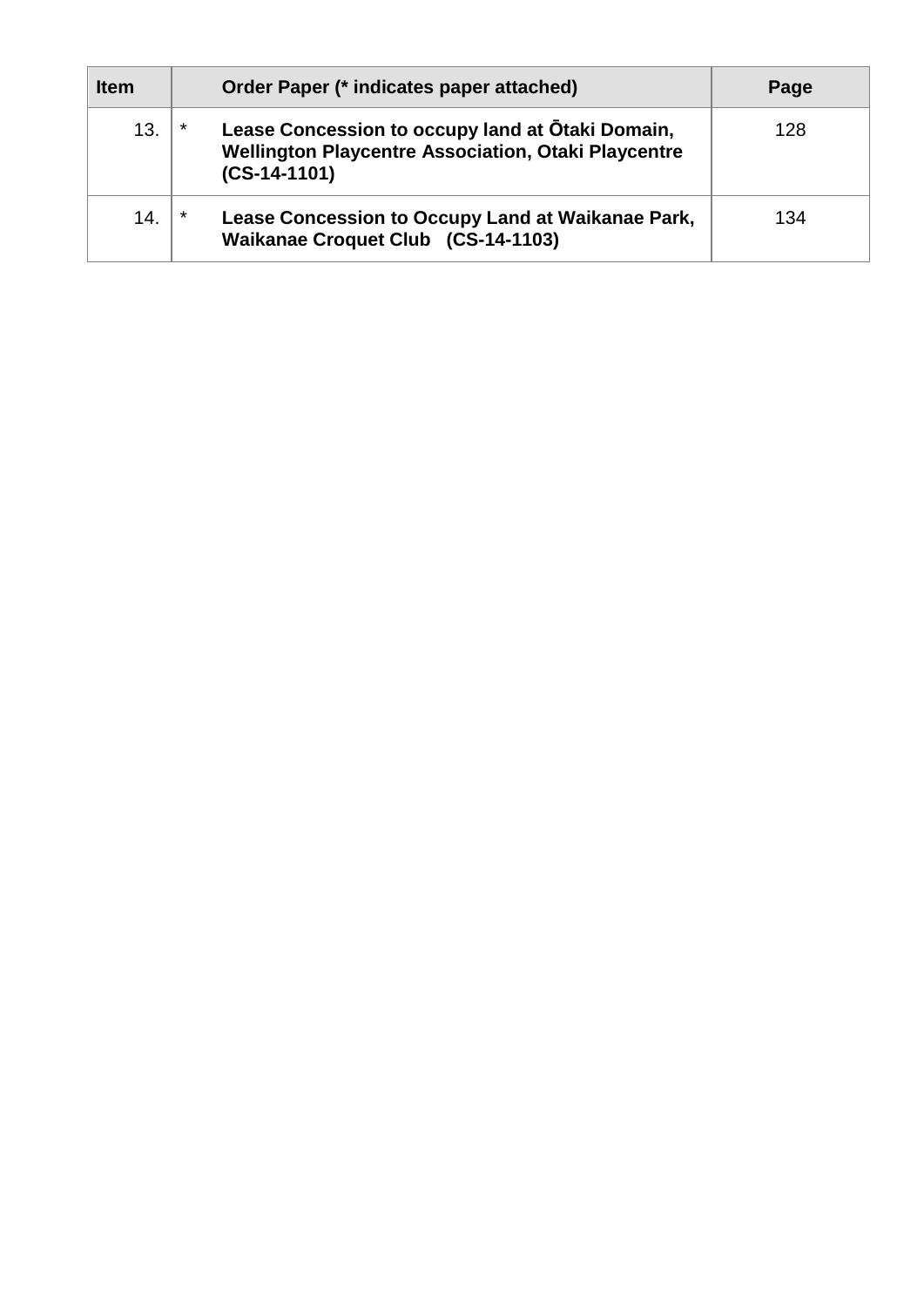| Item | | Order Paper (* indicates paper attached) | Page |
| --- | --- | --- | --- |
| 13. | * | **Lease Concession to occupy land at Ōtaki Domain, Wellington Playcentre Association, Otaki Playcentre (CS-14-1101)** | 128 |
| 14. | * | **Lease Concession to Occupy Land at Waikanae Park, Waikanae Croquet Club (CS-14-1103)** | 134 |